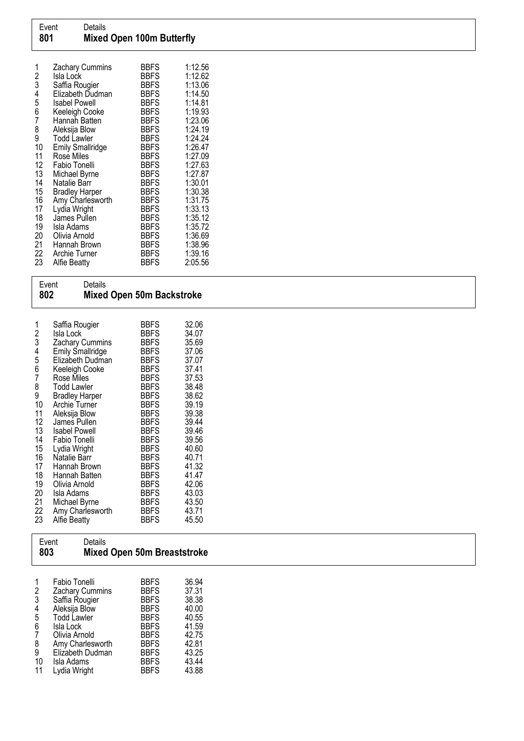| Event | Details |
|---|---|
| **801** | **Mixed Open 100m Butterfly** |

| | | | |
|---|---|---|---|
| 1 | Zachary Cummins | BBFS | 1:12.56 |
| 2 | Isla Lock | BBFS | 1:12.62 |
| 3 | Saffia Rougier | BBFS | 1:13.06 |
| 4 | Elizabeth Dudman | BBFS | 1:14.50 |
| 5 | Isabel Powell | BBFS | 1:14.81 |
| 6 | Keeleigh Cooke | BBFS | 1:19.93 |
| 7 | Hannah Batten | BBFS | 1:23.06 |
| 8 | Aleksija Blow | BBFS | 1:24.19 |
| 9 | Todd Lawler | BBFS | 1:24.24 |
| 10 | Emily Smallridge | BBFS | 1:26.47 |
| 11 | Rose Miles | BBFS | 1:27.09 |
| 12 | Fabio Tonelli | BBFS | 1:27.63 |
| 13 | Michael Byrne | BBFS | 1:27.87 |
| 14 | Natalie Barr | BBFS | 1:30.01 |
| 15 | Bradley Harper | BBFS | 1:30.38 |
| 16 | Amy Charlesworth | BBFS | 1:31.75 |
| 17 | Lydia Wright | BBFS | 1:33.13 |
| 18 | James Pullen | BBFS | 1:35.12 |
| 19 | Isla Adams | BBFS | 1:35.72 |
| 20 | Olivia Arnold | BBFS | 1:36.69 |
| 21 | Hannah Brown | BBFS | 1:38.96 |
| 22 | Archie Turner | BBFS | 1:39.16 |
| 23 | Alfie Beatty | BBFS | 2:05.56 |

| Event | Details |
|---|---|
| **802** | **Mixed Open 50m Backstroke** |

| | | | |
|---|---|---|---|
| 1 | Saffia Rougier | BBFS | 32.06 |
| 2 | Isla Lock | BBFS | 34.07 |
| 3 | Zachary Cummins | BBFS | 35.69 |
| 4 | Emily Smallridge | BBFS | 37.06 |
| 5 | Elizabeth Dudman | BBFS | 37.07 |
| 6 | Keeleigh Cooke | BBFS | 37.41 |
| 7 | Rose Miles | BBFS | 37.53 |
| 8 | Todd Lawler | BBFS | 38.48 |
| 9 | Bradley Harper | BBFS | 38.62 |
| 10 | Archie Turner | BBFS | 39.19 |
| 11 | Aleksija Blow | BBFS | 39.38 |
| 12 | James Pullen | BBFS | 39.44 |
| 13 | Isabel Powell | BBFS | 39.46 |
| 14 | Fabio Tonelli | BBFS | 39.56 |
| 15 | Lydia Wright | BBFS | 40.60 |
| 16 | Natalie Barr | BBFS | 40.71 |
| 17 | Hannah Brown | BBFS | 41.32 |
| 18 | Hannah Batten | BBFS | 41.47 |
| 19 | Olivia Arnold | BBFS | 42.06 |
| 20 | Isla Adams | BBFS | 43.03 |
| 21 | Michael Byrne | BBFS | 43.50 |
| 22 | Amy Charlesworth | BBFS | 43.71 |
| 23 | Alfie Beatty | BBFS | 45.50 |

| Event | Details |
|---|---|
| **803** | **Mixed Open 50m Breaststroke** |

| | | | |
|---|---|---|---|
| 1 | Fabio Tonelli | BBFS | 36.94 |
| 2 | Zachary Cummins | BBFS | 37.31 |
| 3 | Saffia Rougier | BBFS | 38.38 |
| 4 | Aleksija Blow | BBFS | 40.00 |
| 5 | Todd Lawler | BBFS | 40.55 |
| 6 | Isla Lock | BBFS | 41.59 |
| 7 | Olivia Arnold | BBFS | 42.75 |
| 8 | Amy Charlesworth | BBFS | 42.81 |
| 9 | Elizabeth Dudman | BBFS | 43.25 |
| 10 | Isla Adams | BBFS | 43.44 |
| 11 | Lydia Wright | BBFS | 43.88 |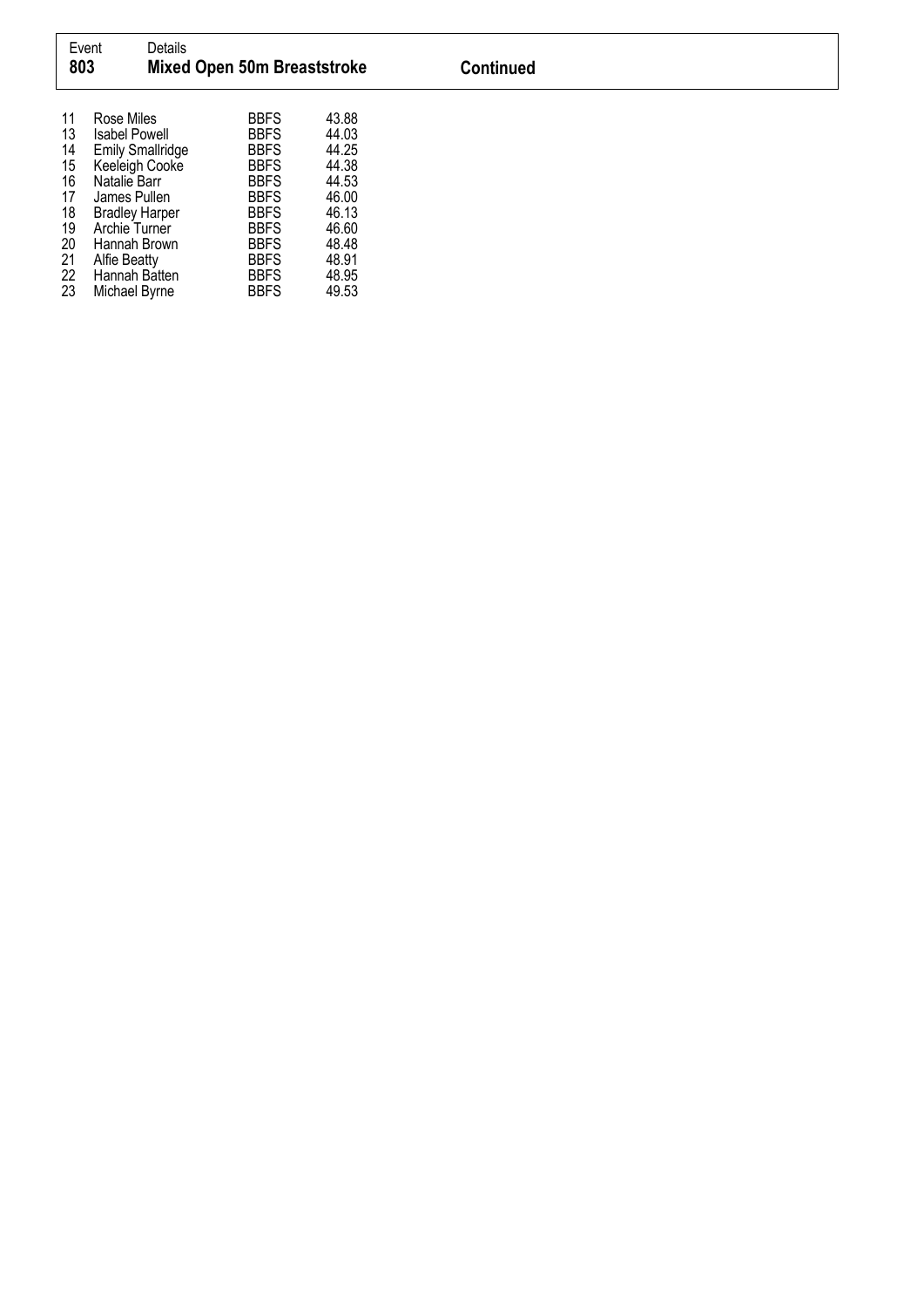| Event | Details | |
|---|---|---|
| **803** | **Mixed Open 50m Breaststroke** | **Continued** |

| | | | |
|---|---|---|---|
| 11 | Rose Miles | BBFS | 43.88 |
| 13 | Isabel Powell | BBFS | 44.03 |
| 14 | Emily Smallridge | BBFS | 44.25 |
| 15 | Keeleigh Cooke | BBFS | 44.38 |
| 16 | Natalie Barr | BBFS | 44.53 |
| 17 | James Pullen | BBFS | 46.00 |
| 18 | Bradley Harper | BBFS | 46.13 |
| 19 | Archie Turner | BBFS | 46.60 |
| 20 | Hannah Brown | BBFS | 48.48 |
| 21 | Alfie Beatty | BBFS | 48.91 |
| 22 | Hannah Batten | BBFS | 48.95 |
| 23 | Michael Byrne | BBFS | 49.53 |